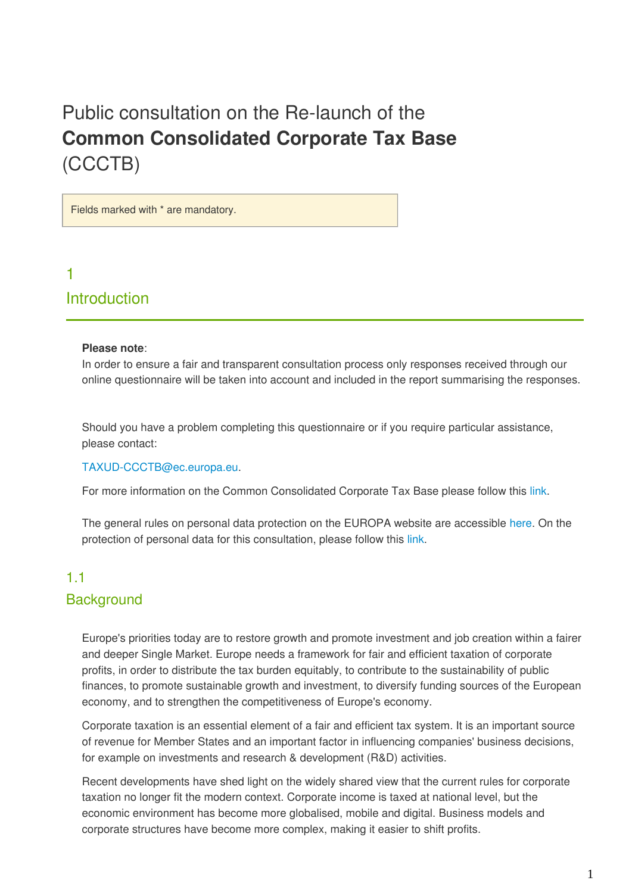# Public consultation on the Re-launch of the **Common Consolidated Corporate Tax Base** (CCCTB)

Fields marked with * are mandatory.

## 1 Introduction

**Please note**:
In order to ensure a fair and transparent consultation process only responses received through our online questionnaire will be taken into account and included in the report summarising the responses.

Should you have a problem completing this questionnaire or if you require particular assistance, please contact:

TAXUD-CCCTB@ec.europa.eu.

For more information on the Common Consolidated Corporate Tax Base please follow this link.

The general rules on personal data protection on the EUROPA website are accessible here. On the protection of personal data for this consultation, please follow this link.

### 1.1 Background

Europe's priorities today are to restore growth and promote investment and job creation within a fairer and deeper Single Market. Europe needs a framework for fair and efficient taxation of corporate profits, in order to distribute the tax burden equitably, to contribute to the sustainability of public finances, to promote sustainable growth and investment, to diversify funding sources of the European economy, and to strengthen the competitiveness of Europe's economy.

Corporate taxation is an essential element of a fair and efficient tax system. It is an important source of revenue for Member States and an important factor in influencing companies' business decisions, for example on investments and research & development (R&D) activities.

Recent developments have shed light on the widely shared view that the current rules for corporate taxation no longer fit the modern context. Corporate income is taxed at national level, but the economic environment has become more globalised, mobile and digital. Business models and corporate structures have become more complex, making it easier to shift profits.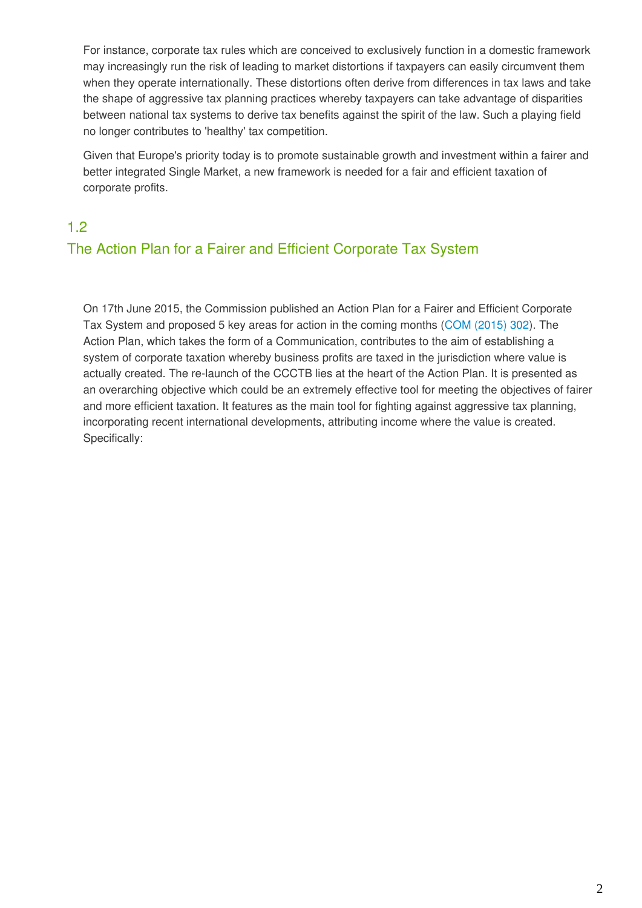For instance, corporate tax rules which are conceived to exclusively function in a domestic framework may increasingly run the risk of leading to market distortions if taxpayers can easily circumvent them when they operate internationally. These distortions often derive from differences in tax laws and take the shape of aggressive tax planning practices whereby taxpayers can take advantage of disparities between national tax systems to derive tax benefits against the spirit of the law. Such a playing field no longer contributes to 'healthy' tax competition.

Given that Europe's priority today is to promote sustainable growth and investment within a fairer and better integrated Single Market, a new framework is needed for a fair and efficient taxation of corporate profits.

## 1.2 The Action Plan for a Fairer and Efficient Corporate Tax System

On 17th June 2015, the Commission published an Action Plan for a Fairer and Efficient Corporate Tax System and proposed 5 key areas for action in the coming months (COM (2015) 302). The Action Plan, which takes the form of a Communication, contributes to the aim of establishing a system of corporate taxation whereby business profits are taxed in the jurisdiction where value is actually created. The re-launch of the CCCTB lies at the heart of the Action Plan. It is presented as an overarching objective which could be an extremely effective tool for meeting the objectives of fairer and more efficient taxation. It features as the main tool for fighting against aggressive tax planning, incorporating recent international developments, attributing income where the value is created. Specifically: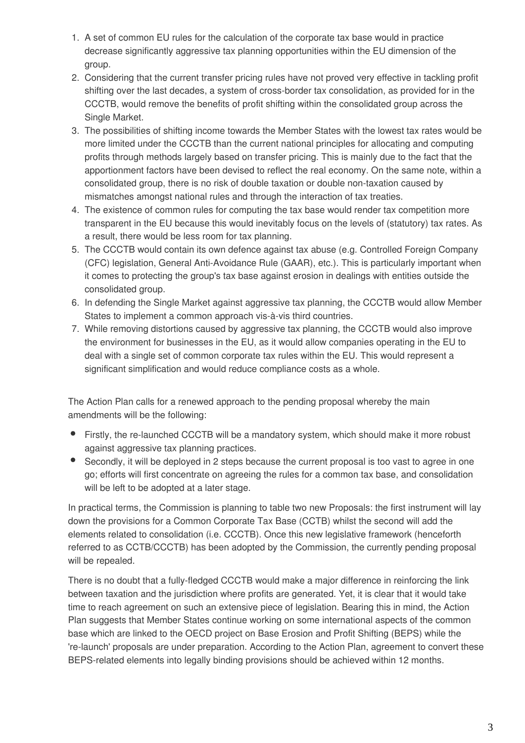1. A set of common EU rules for the calculation of the corporate tax base would in practice decrease significantly aggressive tax planning opportunities within the EU dimension of the group.
2. Considering that the current transfer pricing rules have not proved very effective in tackling profit shifting over the last decades, a system of cross-border tax consolidation, as provided for in the CCCTB, would remove the benefits of profit shifting within the consolidated group across the Single Market.
3. The possibilities of shifting income towards the Member States with the lowest tax rates would be more limited under the CCCTB than the current national principles for allocating and computing profits through methods largely based on transfer pricing. This is mainly due to the fact that the apportionment factors have been devised to reflect the real economy. On the same note, within a consolidated group, there is no risk of double taxation or double non-taxation caused by mismatches amongst national rules and through the interaction of tax treaties.
4. The existence of common rules for computing the tax base would render tax competition more transparent in the EU because this would inevitably focus on the levels of (statutory) tax rates. As a result, there would be less room for tax planning.
5. The CCCTB would contain its own defence against tax abuse (e.g. Controlled Foreign Company (CFC) legislation, General Anti-Avoidance Rule (GAAR), etc.). This is particularly important when it comes to protecting the group's tax base against erosion in dealings with entities outside the consolidated group.
6. In defending the Single Market against aggressive tax planning, the CCCTB would allow Member States to implement a common approach vis-à-vis third countries.
7. While removing distortions caused by aggressive tax planning, the CCCTB would also improve the environment for businesses in the EU, as it would allow companies operating in the EU to deal with a single set of common corporate tax rules within the EU. This would represent a significant simplification and would reduce compliance costs as a whole.

The Action Plan calls for a renewed approach to the pending proposal whereby the main amendments will be the following:

- Firstly, the re-launched CCCTB will be a mandatory system, which should make it more robust against aggressive tax planning practices.
- Secondly, it will be deployed in 2 steps because the current proposal is too vast to agree in one go; efforts will first concentrate on agreeing the rules for a common tax base, and consolidation will be left to be adopted at a later stage.

In practical terms, the Commission is planning to table two new Proposals: the first instrument will lay down the provisions for a Common Corporate Tax Base (CCTB) whilst the second will add the elements related to consolidation (i.e. CCCTB). Once this new legislative framework (henceforth referred to as CCTB/CCCTB) has been adopted by the Commission, the currently pending proposal will be repealed.

There is no doubt that a fully-fledged CCCTB would make a major difference in reinforcing the link between taxation and the jurisdiction where profits are generated. Yet, it is clear that it would take time to reach agreement on such an extensive piece of legislation. Bearing this in mind, the Action Plan suggests that Member States continue working on some international aspects of the common base which are linked to the OECD project on Base Erosion and Profit Shifting (BEPS) while the 're-launch' proposals are under preparation. According to the Action Plan, agreement to convert these BEPS-related elements into legally binding provisions should be achieved within 12 months.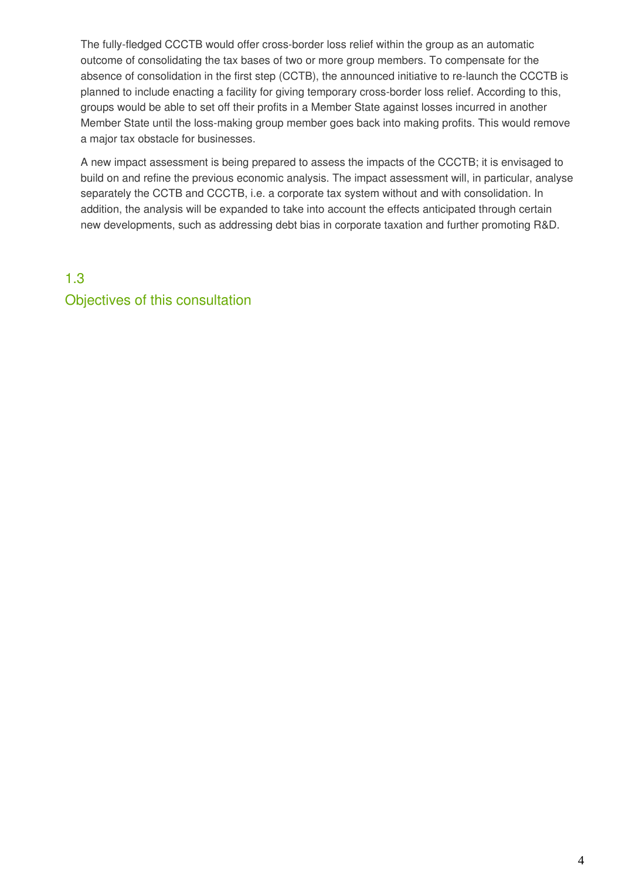The fully-fledged CCCTB would offer cross-border loss relief within the group as an automatic outcome of consolidating the tax bases of two or more group members. To compensate for the absence of consolidation in the first step (CCTB), the announced initiative to re-launch the CCCTB is planned to include enacting a facility for giving temporary cross-border loss relief. According to this, groups would be able to set off their profits in a Member State against losses incurred in another Member State until the loss-making group member goes back into making profits. This would remove a major tax obstacle for businesses.

A new impact assessment is being prepared to assess the impacts of the CCCTB; it is envisaged to build on and refine the previous economic analysis. The impact assessment will, in particular, analyse separately the CCTB and CCCTB, i.e. a corporate tax system without and with consolidation. In addition, the analysis will be expanded to take into account the effects anticipated through certain new developments, such as addressing debt bias in corporate taxation and further promoting R&D.

## 1.3 Objectives of this consultation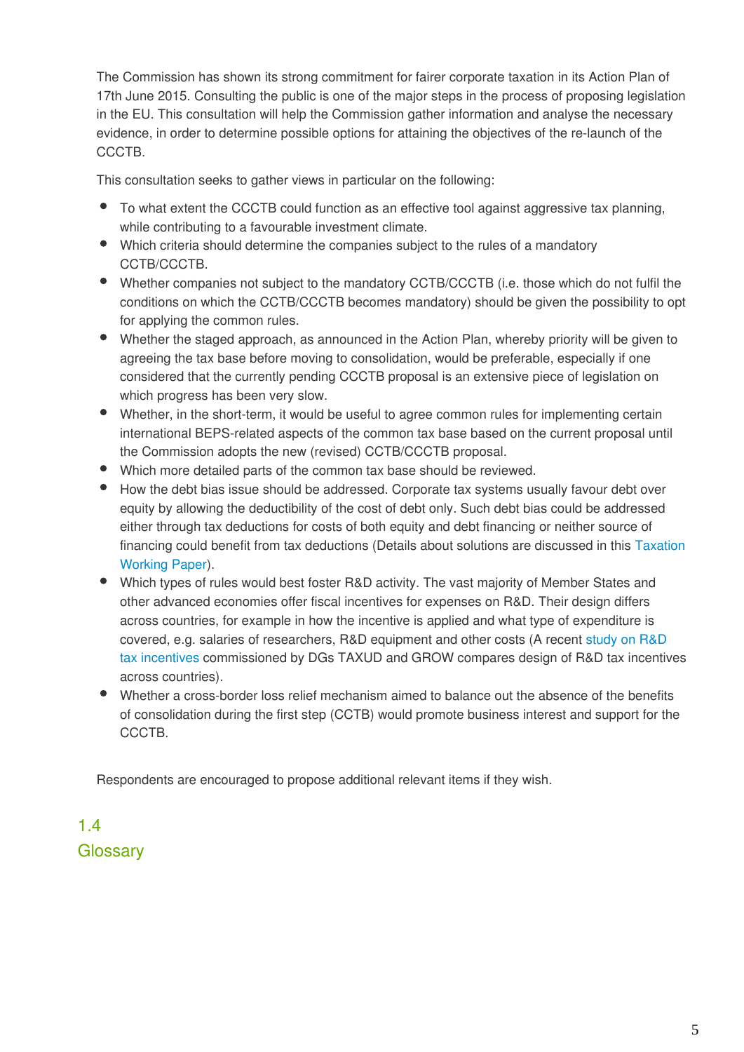The Commission has shown its strong commitment for fairer corporate taxation in its Action Plan of 17th June 2015. Consulting the public is one of the major steps in the process of proposing legislation in the EU. This consultation will help the Commission gather information and analyse the necessary evidence, in order to determine possible options for attaining the objectives of the re-launch of the CCCTB.

This consultation seeks to gather views in particular on the following:

- To what extent the CCCTB could function as an effective tool against aggressive tax planning, while contributing to a favourable investment climate.
- Which criteria should determine the companies subject to the rules of a mandatory CCTB/CCCTB.
- Whether companies not subject to the mandatory CCTB/CCCTB (i.e. those which do not fulfil the conditions on which the CCTB/CCCTB becomes mandatory) should be given the possibility to opt for applying the common rules.
- Whether the staged approach, as announced in the Action Plan, whereby priority will be given to agreeing the tax base before moving to consolidation, would be preferable, especially if one considered that the currently pending CCCTB proposal is an extensive piece of legislation on which progress has been very slow.
- Whether, in the short-term, it would be useful to agree common rules for implementing certain international BEPS-related aspects of the common tax base based on the current proposal until the Commission adopts the new (revised) CCTB/CCCTB proposal.
- Which more detailed parts of the common tax base should be reviewed.
- How the debt bias issue should be addressed. Corporate tax systems usually favour debt over equity by allowing the deductibility of the cost of debt only. Such debt bias could be addressed either through tax deductions for costs of both equity and debt financing or neither source of financing could benefit from tax deductions (Details about solutions are discussed in this Taxation Working Paper).
- Which types of rules would best foster R&D activity. The vast majority of Member States and other advanced economies offer fiscal incentives for expenses on R&D. Their design differs across countries, for example in how the incentive is applied and what type of expenditure is covered, e.g. salaries of researchers, R&D equipment and other costs (A recent study on R&D tax incentives commissioned by DGs TAXUD and GROW compares design of R&D tax incentives across countries).
- Whether a cross-border loss relief mechanism aimed to balance out the absence of the benefits of consolidation during the first step (CCTB) would promote business interest and support for the CCCTB.

Respondents are encouraged to propose additional relevant items if they wish.

## 1.4 Glossary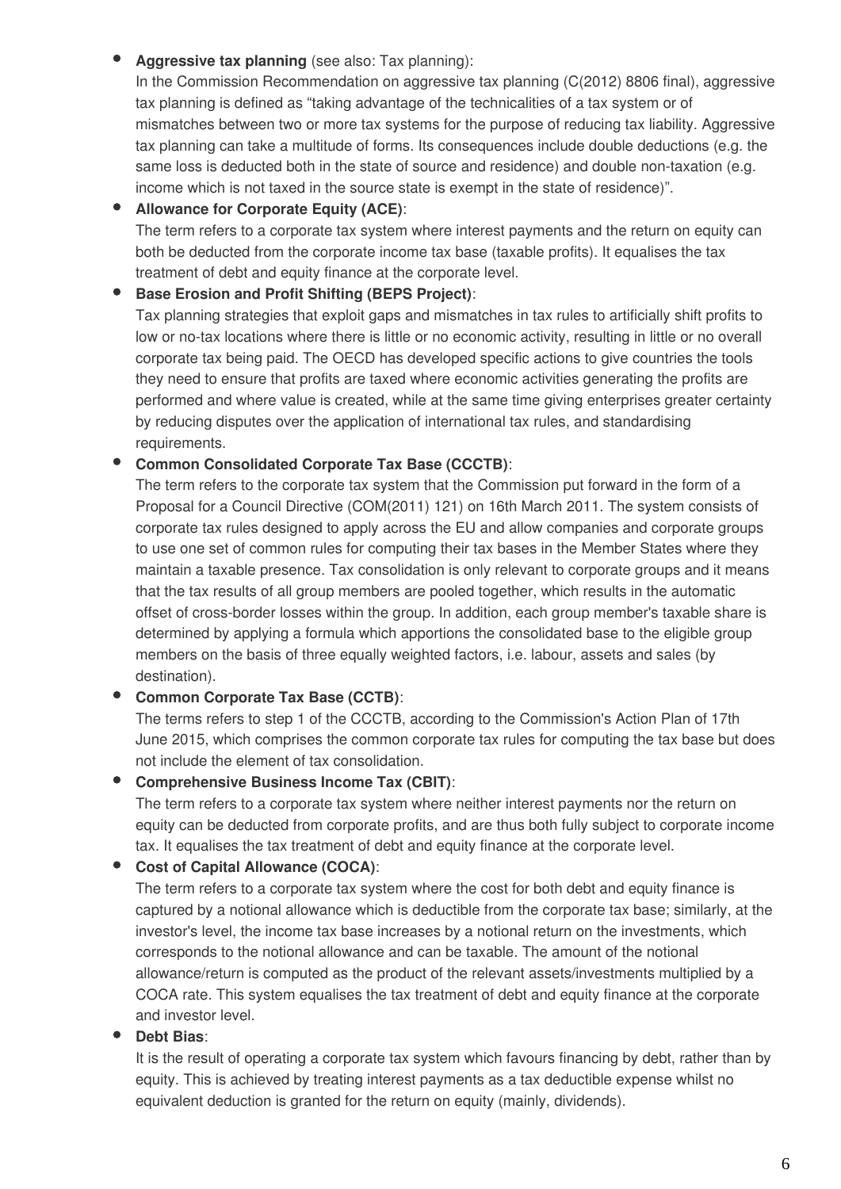- **Aggressive tax planning** (see also: Tax planning):
  In the Commission Recommendation on aggressive tax planning (C(2012) 8806 final), aggressive tax planning is defined as "taking advantage of the technicalities of a tax system or of mismatches between two or more tax systems for the purpose of reducing tax liability. Aggressive tax planning can take a multitude of forms. Its consequences include double deductions (e.g. the same loss is deducted both in the state of source and residence) and double non-taxation (e.g. income which is not taxed in the source state is exempt in the state of residence)".
- **Allowance for Corporate Equity (ACE)**:
  The term refers to a corporate tax system where interest payments and the return on equity can both be deducted from the corporate income tax base (taxable profits). It equalises the tax treatment of debt and equity finance at the corporate level.
- **Base Erosion and Profit Shifting (BEPS Project)**:
  Tax planning strategies that exploit gaps and mismatches in tax rules to artificially shift profits to low or no-tax locations where there is little or no economic activity, resulting in little or no overall corporate tax being paid. The OECD has developed specific actions to give countries the tools they need to ensure that profits are taxed where economic activities generating the profits are performed and where value is created, while at the same time giving enterprises greater certainty by reducing disputes over the application of international tax rules, and standardising requirements.
- **Common Consolidated Corporate Tax Base (CCCTB)**:
  The term refers to the corporate tax system that the Commission put forward in the form of a Proposal for a Council Directive (COM(2011) 121) on 16th March 2011. The system consists of corporate tax rules designed to apply across the EU and allow companies and corporate groups to use one set of common rules for computing their tax bases in the Member States where they maintain a taxable presence. Tax consolidation is only relevant to corporate groups and it means that the tax results of all group members are pooled together, which results in the automatic offset of cross-border losses within the group. In addition, each group member's taxable share is determined by applying a formula which apportions the consolidated base to the eligible group members on the basis of three equally weighted factors, i.e. labour, assets and sales (by destination).
- **Common Corporate Tax Base (CCTB)**:
  The terms refers to step 1 of the CCCTB, according to the Commission's Action Plan of 17th June 2015, which comprises the common corporate tax rules for computing the tax base but does not include the element of tax consolidation.
- **Comprehensive Business Income Tax (CBIT)**:
  The term refers to a corporate tax system where neither interest payments nor the return on equity can be deducted from corporate profits, and are thus both fully subject to corporate income tax. It equalises the tax treatment of debt and equity finance at the corporate level.
- **Cost of Capital Allowance (COCA)**:
  The term refers to a corporate tax system where the cost for both debt and equity finance is captured by a notional allowance which is deductible from the corporate tax base; similarly, at the investor's level, the income tax base increases by a notional return on the investments, which corresponds to the notional allowance and can be taxable. The amount of the notional allowance/return is computed as the product of the relevant assets/investments multiplied by a COCA rate. This system equalises the tax treatment of debt and equity finance at the corporate and investor level.
- **Debt Bias**:
  It is the result of operating a corporate tax system which favours financing by debt, rather than by equity. This is achieved by treating interest payments as a tax deductible expense whilst no equivalent deduction is granted for the return on equity (mainly, dividends).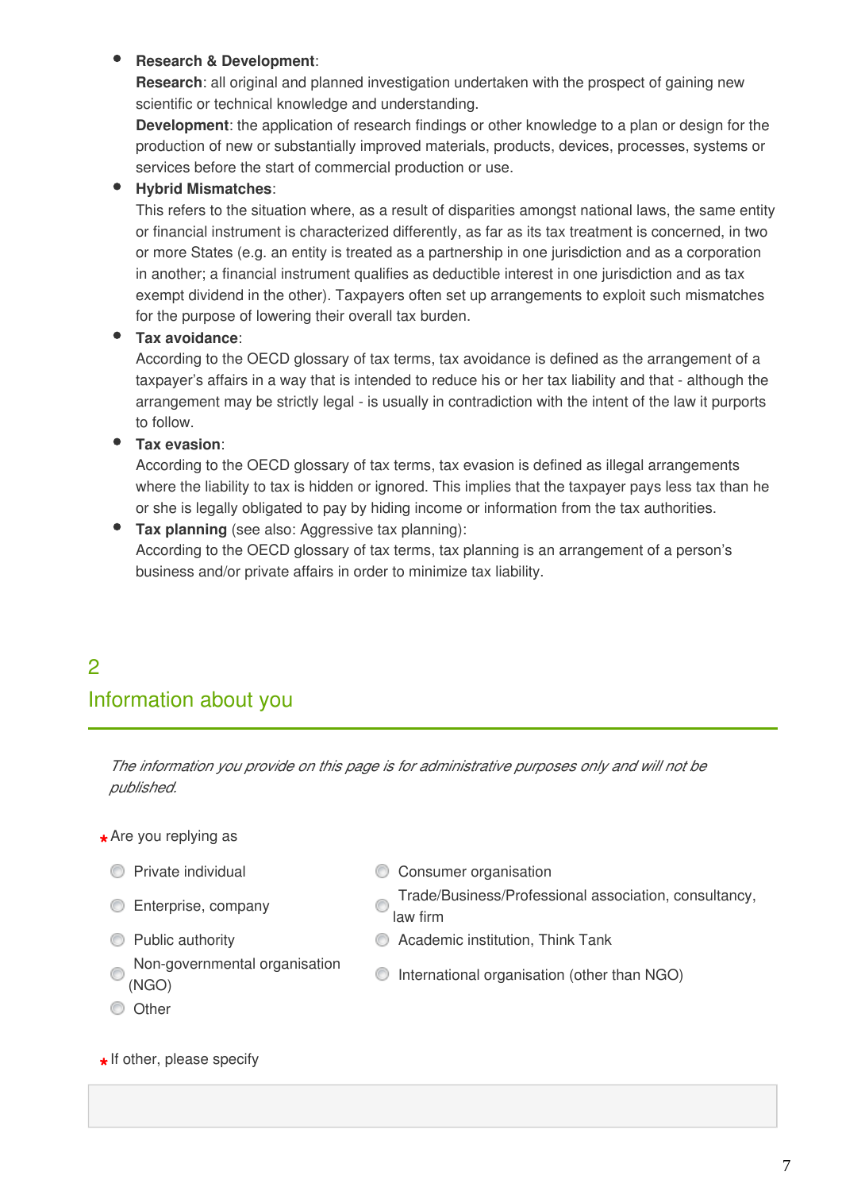- **Research & Development**:
  **Research**: all original and planned investigation undertaken with the prospect of gaining new scientific or technical knowledge and understanding.
  **Development**: the application of research findings or other knowledge to a plan or design for the production of new or substantially improved materials, products, devices, processes, systems or services before the start of commercial production or use.
- **Hybrid Mismatches**:
  This refers to the situation where, as a result of disparities amongst national laws, the same entity or financial instrument is characterized differently, as far as its tax treatment is concerned, in two or more States (e.g. an entity is treated as a partnership in one jurisdiction and as a corporation in another; a financial instrument qualifies as deductible interest in one jurisdiction and as tax exempt dividend in the other). Taxpayers often set up arrangements to exploit such mismatches for the purpose of lowering their overall tax burden.
- **Tax avoidance**:
  According to the OECD glossary of tax terms, tax avoidance is defined as the arrangement of a taxpayer's affairs in a way that is intended to reduce his or her tax liability and that - although the arrangement may be strictly legal - is usually in contradiction with the intent of the law it purports to follow.
- **Tax evasion**:
  According to the OECD glossary of tax terms, tax evasion is defined as illegal arrangements where the liability to tax is hidden or ignored. This implies that the taxpayer pays less tax than he or she is legally obligated to pay by hiding income or information from the tax authorities.
- **Tax planning** (see also: Aggressive tax planning):
  According to the OECD glossary of tax terms, tax planning is an arrangement of a person's business and/or private affairs in order to minimize tax liability.

## 2 Information about you

*The information you provide on this page is for administrative purposes only and will not be published.*

* Are you replying as

- ○ Private individual
- ○ Enterprise, company
- ○ Public authority
- ○ Non-governmental organisation (NGO)
- ○ Other
- ○ Consumer organisation
- ○ Trade/Business/Professional association, consultancy, law firm
- ○ Academic institution, Think Tank
- ○ International organisation (other than NGO)

* If other, please specify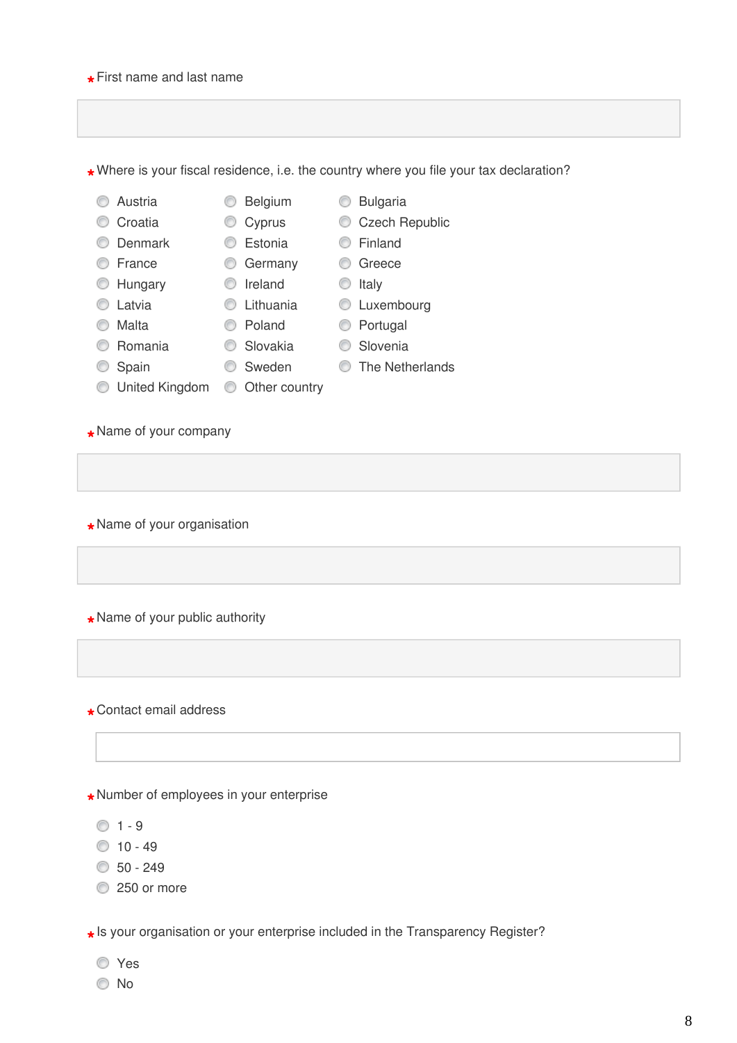\* First name and last name

\* Where is your fiscal residence, i.e. the country where you file your tax declaration?

- Austria
- Belgium
- Bulgaria
- Croatia
- Cyprus
- Czech Republic
- Denmark
- Estonia
- Finland
- France
- Germany
- Greece
- Hungary
- Ireland
- Italy
- Latvia
- Lithuania
- Luxembourg
- Malta
- Poland
- Portugal
- Romania
- Slovakia
- Slovenia
- Spain
- Sweden
- The Netherlands
- United Kingdom
- Other country

\* Name of your company

\* Name of your organisation

\* Name of your public authority

\* Contact email address

\* Number of employees in your enterprise

- 1 - 9
- 10 - 49
- 50 - 249
- 250 or more

\* Is your organisation or your enterprise included in the Transparency Register?

- Yes
- No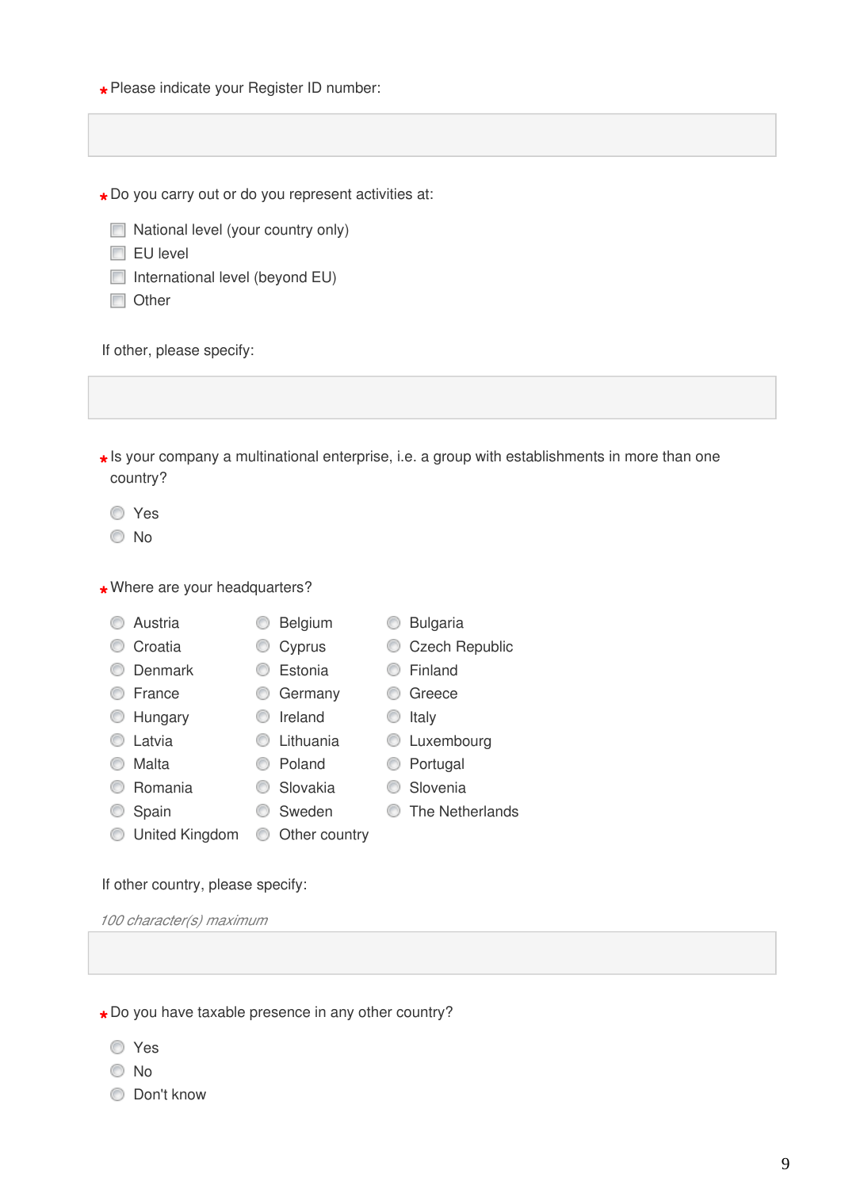* Please indicate your Register ID number:

* Do you carry out or do you represent activities at:

- [ ] National level (your country only)
- [ ] EU level
- [ ] International level (beyond EU)
- [ ] Other

If other, please specify:

* Is your company a multinational enterprise, i.e. a group with establishments in more than one country?

- ( ) Yes
- ( ) No

* Where are your headquarters?

- ( ) Austria
- ( ) Belgium
- ( ) Bulgaria
- ( ) Croatia
- ( ) Cyprus
- ( ) Czech Republic
- ( ) Denmark
- ( ) Estonia
- ( ) Finland
- ( ) France
- ( ) Germany
- ( ) Greece
- ( ) Hungary
- ( ) Ireland
- ( ) Italy
- ( ) Latvia
- ( ) Lithuania
- ( ) Luxembourg
- ( ) Malta
- ( ) Poland
- ( ) Portugal
- ( ) Romania
- ( ) Slovakia
- ( ) Slovenia
- ( ) Spain
- ( ) Sweden
- ( ) The Netherlands
- ( ) United Kingdom
- ( ) Other country

If other country, please specify:

*100 character(s) maximum*

* Do you have taxable presence in any other country?

- ( ) Yes
- ( ) No
- ( ) Don't know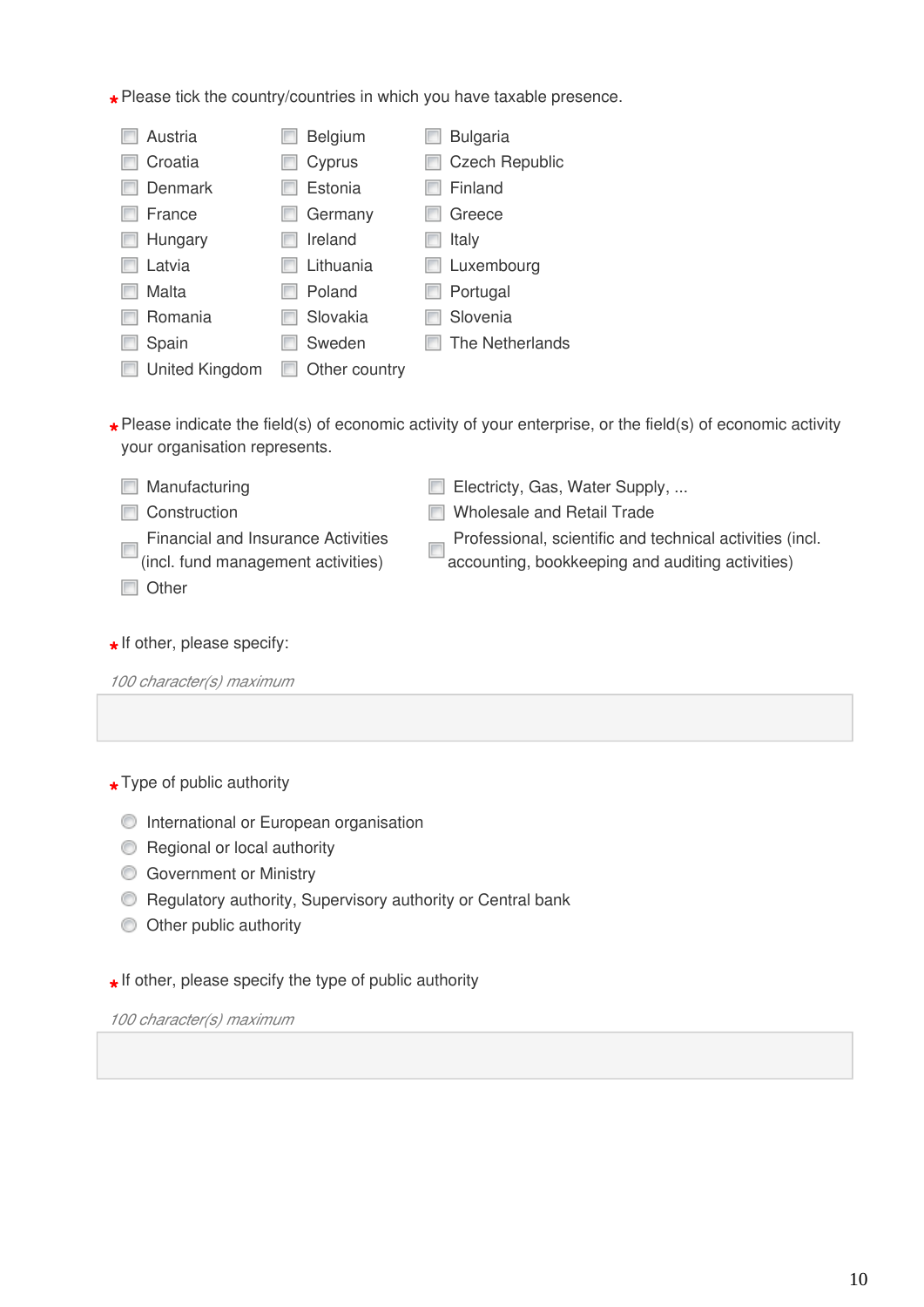*Please tick the country/countries in which you have taxable presence.

- [ ] Austria
- [ ] Belgium
- [ ] Bulgaria
- [ ] Croatia
- [ ] Cyprus
- [ ] Czech Republic
- [ ] Denmark
- [ ] Estonia
- [ ] Finland
- [ ] France
- [ ] Germany
- [ ] Greece
- [ ] Hungary
- [ ] Ireland
- [ ] Italy
- [ ] Latvia
- [ ] Lithuania
- [ ] Luxembourg
- [ ] Malta
- [ ] Poland
- [ ] Portugal
- [ ] Romania
- [ ] Slovakia
- [ ] Slovenia
- [ ] Spain
- [ ] Sweden
- [ ] The Netherlands
- [ ] United Kingdom
- [ ] Other country

*Please indicate the field(s) of economic activity of your enterprise, or the field(s) of economic activity your organisation represents.

- [ ] Manufacturing
- [ ] Electricty, Gas, Water Supply, ...
- [ ] Construction
- [ ] Wholesale and Retail Trade
- [ ] Financial and Insurance Activities (incl. fund management activities)
- [ ] Professional, scientific and technical activities (incl. accounting, bookkeeping and auditing activities)
- [ ] Other

*If other, please specify:

*100 character(s) maximum*

*Type of public authority

- ( ) International or European organisation
- ( ) Regional or local authority
- ( ) Government or Ministry
- ( ) Regulatory authority, Supervisory authority or Central bank
- ( ) Other public authority

*If other, please specify the type of public authority

*100 character(s) maximum*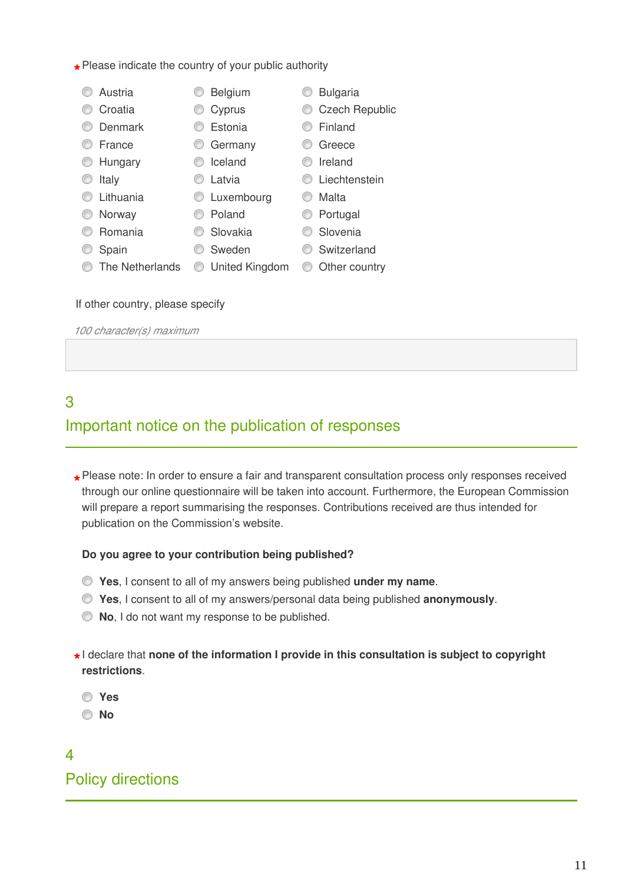\* Please indicate the country of your public authority

- Austria
- Belgium
- Bulgaria
- Croatia
- Cyprus
- Czech Republic
- Denmark
- Estonia
- Finland
- France
- Germany
- Greece
- Hungary
- Iceland
- Ireland
- Italy
- Latvia
- Liechtenstein
- Lithuania
- Luxembourg
- Malta
- Norway
- Poland
- Portugal
- Romania
- Slovakia
- Slovenia
- Spain
- Sweden
- Switzerland
- The Netherlands
- United Kingdom
- Other country

If other country, please specify

*100 character(s) maximum*

## 3
## Important notice on the publication of responses

\* Please note: In order to ensure a fair and transparent consultation process only responses received through our online questionnaire will be taken into account. Furthermore, the European Commission will prepare a report summarising the responses. Contributions received are thus intended for publication on the Commission's website.

**Do you agree to your contribution being published?**

- **Yes**, I consent to all of my answers being published **under my name**.
- **Yes**, I consent to all of my answers/personal data being published **anonymously**.
- **No**, I do not want my response to be published.

\* I declare that **none of the information I provide in this consultation is subject to copyright restrictions**.

- **Yes**
- **No**

## 4
## Policy directions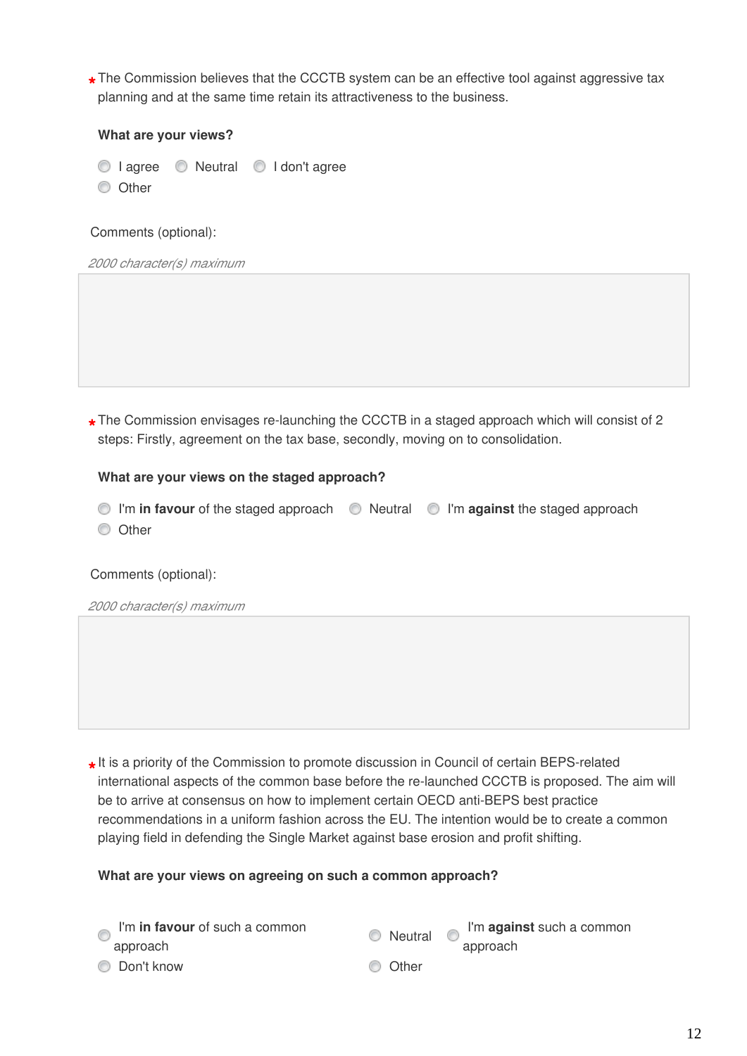\* The Commission believes that the CCCTB system can be an effective tool against aggressive tax planning and at the same time retain its attractiveness to the business.

**What are your views?**

- I agree
- Neutral
- I don't agree
- Other

Comments (optional):

*2000 character(s) maximum*

\* The Commission envisages re-launching the CCCTB in a staged approach which will consist of 2 steps: Firstly, agreement on the tax base, secondly, moving on to consolidation.

**What are your views on the staged approach?**

- I'm **in favour** of the staged approach
- Neutral
- I'm **against** the staged approach
- Other

Comments (optional):

*2000 character(s) maximum*

\* It is a priority of the Commission to promote discussion in Council of certain BEPS-related international aspects of the common base before the re-launched CCCTB is proposed. The aim will be to arrive at consensus on how to implement certain OECD anti-BEPS best practice recommendations in a uniform fashion across the EU. The intention would be to create a common playing field in defending the Single Market against base erosion and profit shifting.

**What are your views on agreeing on such a common approach?**

- I'm **in favour** of such a common approach
- Neutral
- I'm **against** such a common approach
- Don't know
- Other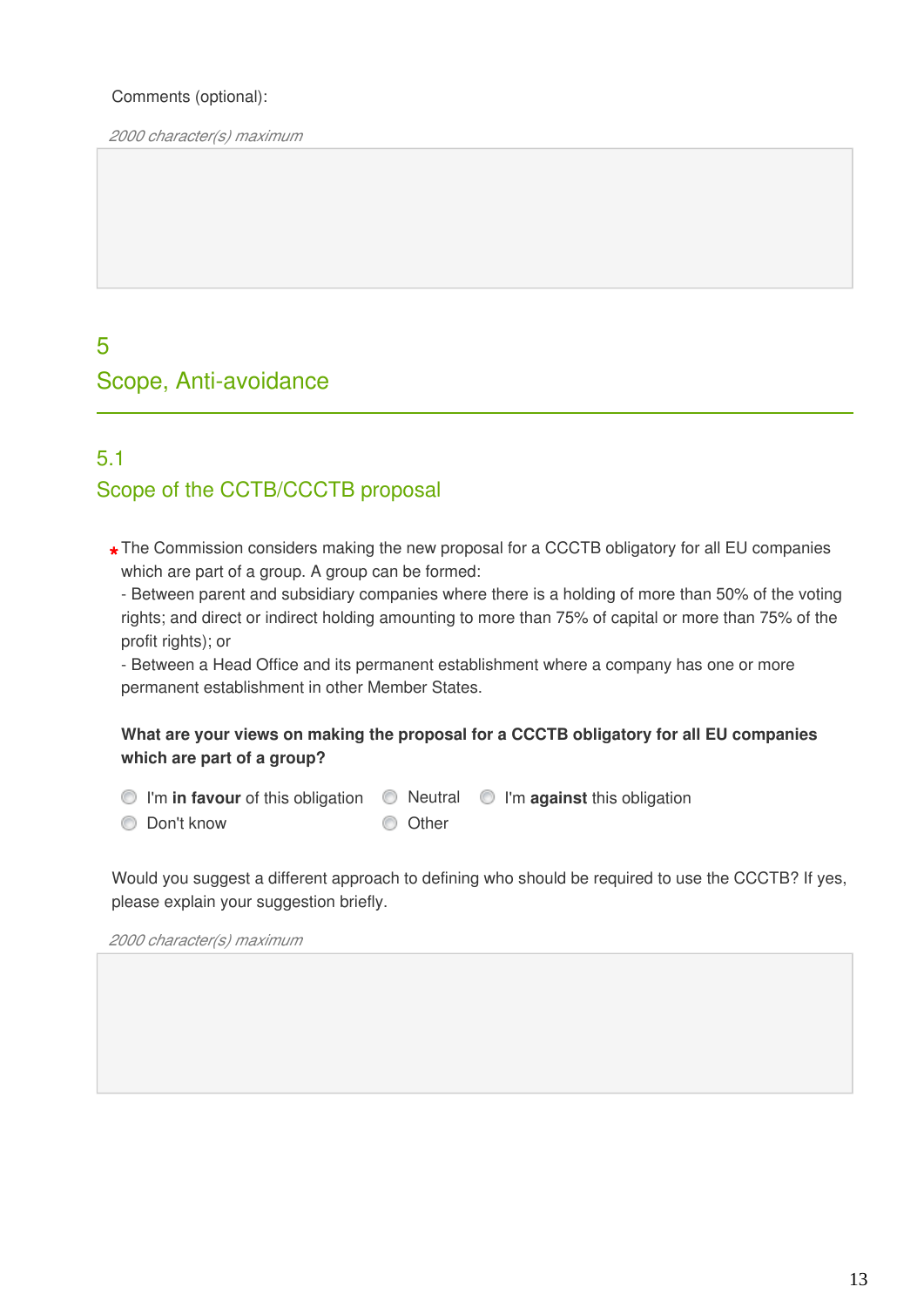Comments (optional):

*2000 character(s) maximum*

# 5
# Scope, Anti-avoidance

## 5.1
## Scope of the CCTB/CCCTB proposal

* The Commission considers making the new proposal for a CCCTB obligatory for all EU companies which are part of a group. A group can be formed:
- Between parent and subsidiary companies where there is a holding of more than 50% of the voting rights; and direct or indirect holding amounting to more than 75% of capital or more than 75% of the profit rights); or
- Between a Head Office and its permanent establishment where a company has one or more permanent establishment in other Member States.

**What are your views on making the proposal for a CCCTB obligatory for all EU companies which are part of a group?**

- I'm **in favour** of this obligation
- Neutral
- I'm **against** this obligation
- Don't know
- Other

Would you suggest a different approach to defining who should be required to use the CCCTB? If yes, please explain your suggestion briefly.

*2000 character(s) maximum*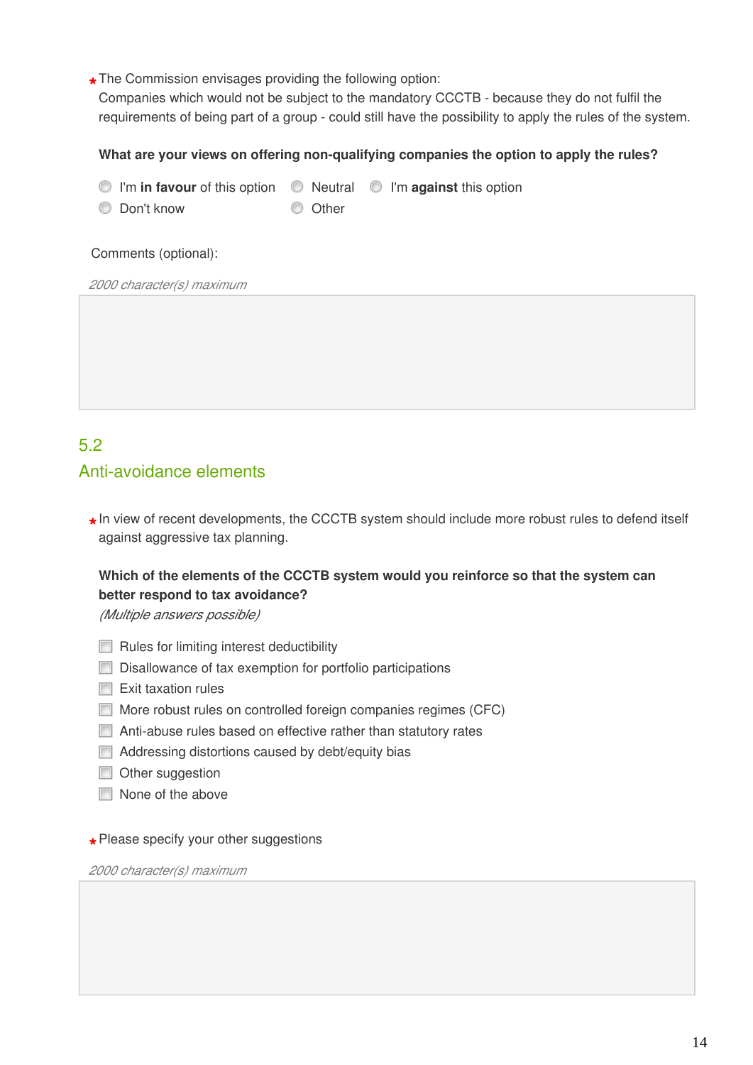* The Commission envisages providing the following option:
Companies which would not be subject to the mandatory CCCTB - because they do not fulfil the requirements of being part of a group - could still have the possibility to apply the rules of the system.

**What are your views on offering non-qualifying companies the option to apply the rules?**

- I'm **in favour** of this option
- Neutral
- I'm **against** this option
- Don't know
- Other

Comments (optional):

*2000 character(s) maximum*

## 5.2 Anti-avoidance elements

* In view of recent developments, the CCCTB system should include more robust rules to defend itself against aggressive tax planning.

**Which of the elements of the CCCTB system would you reinforce so that the system can better respond to tax avoidance?**
*(Multiple answers possible)*

- Rules for limiting interest deductibility
- Disallowance of tax exemption for portfolio participations
- Exit taxation rules
- More robust rules on controlled foreign companies regimes (CFC)
- Anti-abuse rules based on effective rather than statutory rates
- Addressing distortions caused by debt/equity bias
- Other suggestion
- None of the above

* Please specify your other suggestions

*2000 character(s) maximum*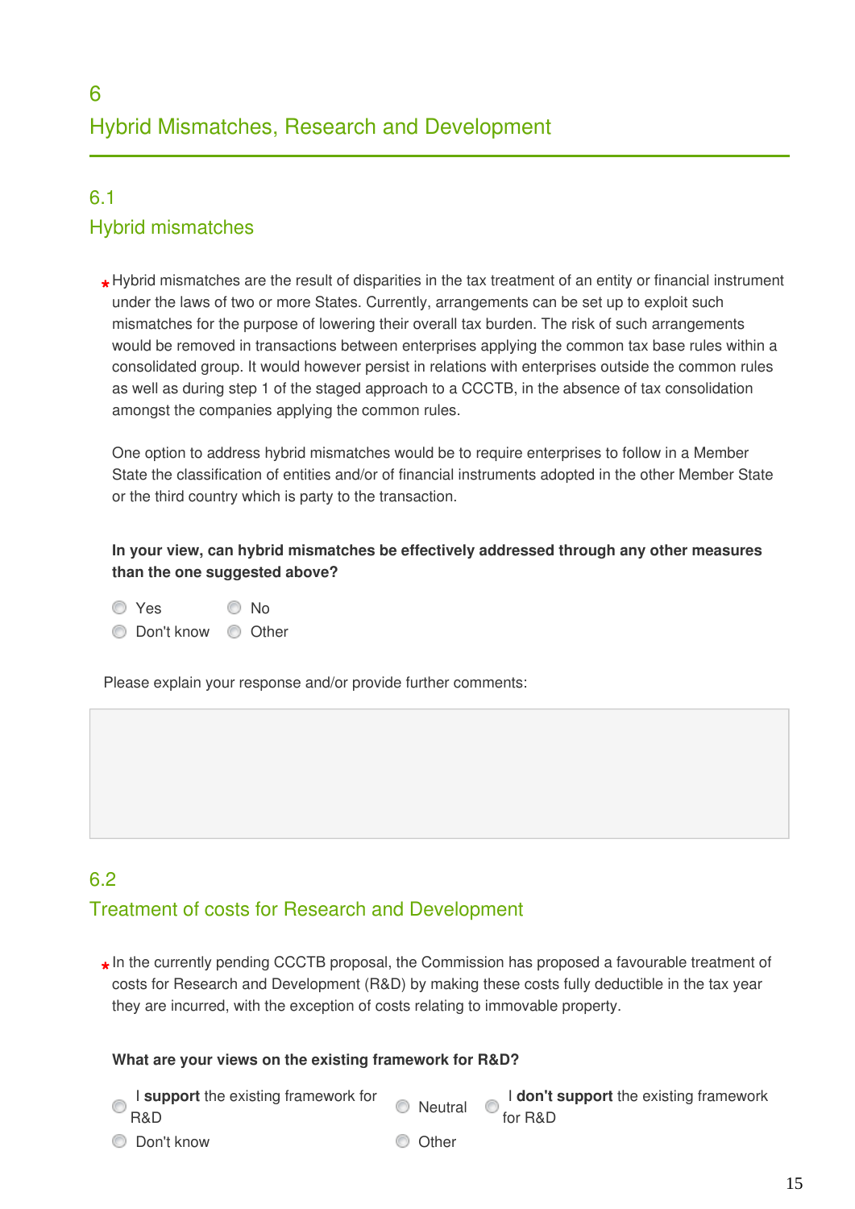# 6
# Hybrid Mismatches, Research and Development

## 6.1
## Hybrid mismatches

* Hybrid mismatches are the result of disparities in the tax treatment of an entity or financial instrument under the laws of two or more States. Currently, arrangements can be set up to exploit such mismatches for the purpose of lowering their overall tax burden. The risk of such arrangements would be removed in transactions between enterprises applying the common tax base rules within a consolidated group. It would however persist in relations with enterprises outside the common rules as well as during step 1 of the staged approach to a CCCTB, in the absence of tax consolidation amongst the companies applying the common rules.

One option to address hybrid mismatches would be to require enterprises to follow in a Member State the classification of entities and/or of financial instruments adopted in the other Member State or the third country which is party to the transaction.

**In your view, can hybrid mismatches be effectively addressed through any other measures than the one suggested above?**

- Yes
- No
- Don't know
- Other

Please explain your response and/or provide further comments:

## 6.2
## Treatment of costs for Research and Development

* In the currently pending CCCTB proposal, the Commission has proposed a favourable treatment of costs for Research and Development (R&D) by making these costs fully deductible in the tax year they are incurred, with the exception of costs relating to immovable property.

**What are your views on the existing framework for R&D?**

- I **support** the existing framework for R&D
- Neutral
- I **don't support** the existing framework for R&D
- Don't know
- Other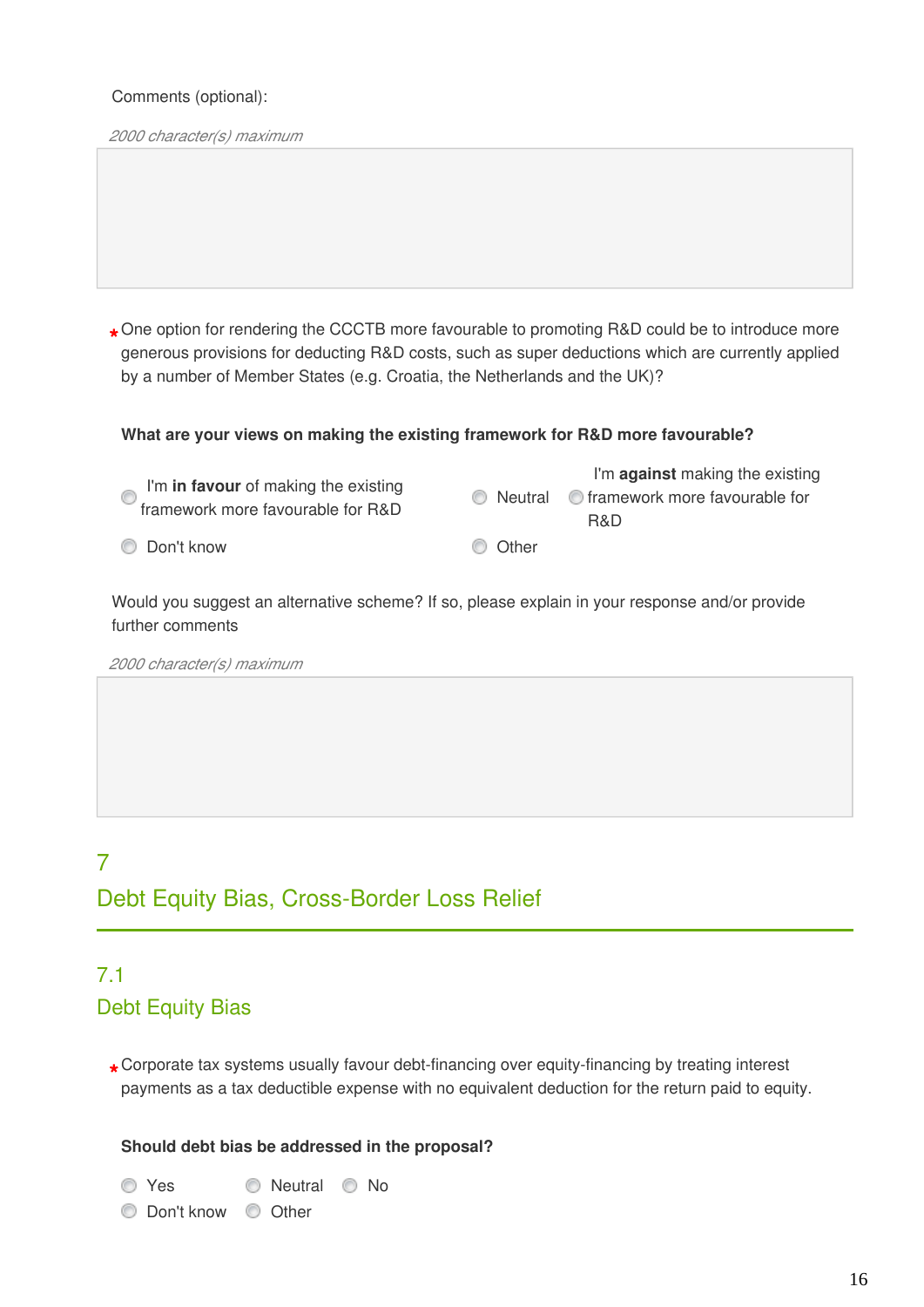Comments (optional):

*2000 character(s) maximum*

\* One option for rendering the CCCTB more favourable to promoting R&D could be to introduce more generous provisions for deducting R&D costs, such as super deductions which are currently applied by a number of Member States (e.g. Croatia, the Netherlands and the UK)?

**What are your views on making the existing framework for R&D more favourable?**

- I'm **in favour** of making the existing framework more favourable for R&D
- Neutral
- I'm **against** making the existing framework more favourable for R&D
- Don't know
- Other

Would you suggest an alternative scheme? If so, please explain in your response and/or provide further comments

*2000 character(s) maximum*

## 7 Debt Equity Bias, Cross-Border Loss Relief

### 7.1 Debt Equity Bias

\* Corporate tax systems usually favour debt-financing over equity-financing by treating interest payments as a tax deductible expense with no equivalent deduction for the return paid to equity.

**Should debt bias be addressed in the proposal?**

- Yes
- Neutral
- No
- Don't know
- Other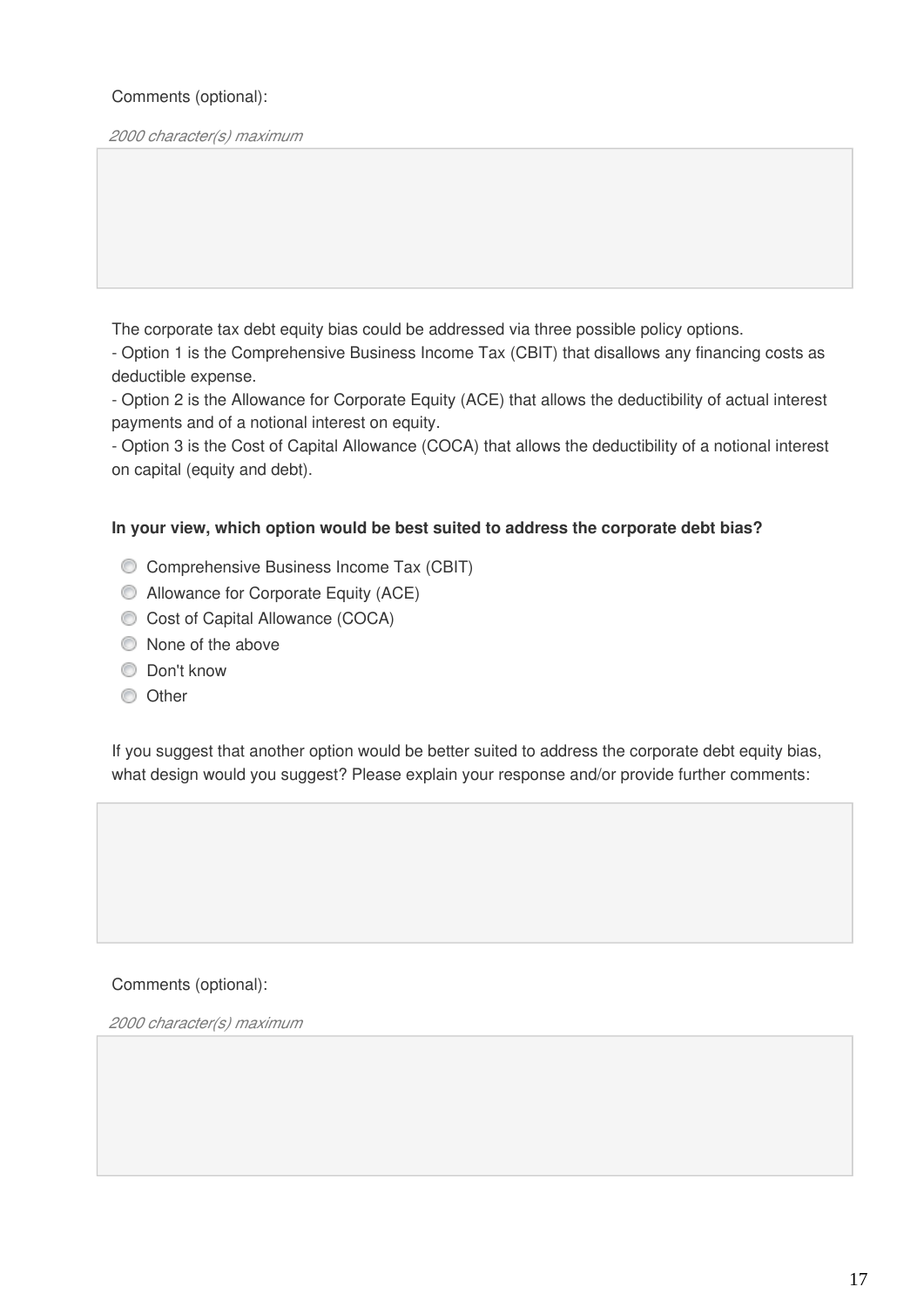Comments (optional):

*2000 character(s) maximum*

The corporate tax debt equity bias could be addressed via three possible policy options.

- Option 1 is the Comprehensive Business Income Tax (CBIT) that disallows any financing costs as deductible expense.
- Option 2 is the Allowance for Corporate Equity (ACE) that allows the deductibility of actual interest payments and of a notional interest on equity.
- Option 3 is the Cost of Capital Allowance (COCA) that allows the deductibility of a notional interest on capital (equity and debt).

**In your view, which option would be best suited to address the corporate debt bias?**

- Comprehensive Business Income Tax (CBIT)
- Allowance for Corporate Equity (ACE)
- Cost of Capital Allowance (COCA)
- None of the above
- Don't know
- Other

If you suggest that another option would be better suited to address the corporate debt equity bias, what design would you suggest? Please explain your response and/or provide further comments:

Comments (optional):

*2000 character(s) maximum*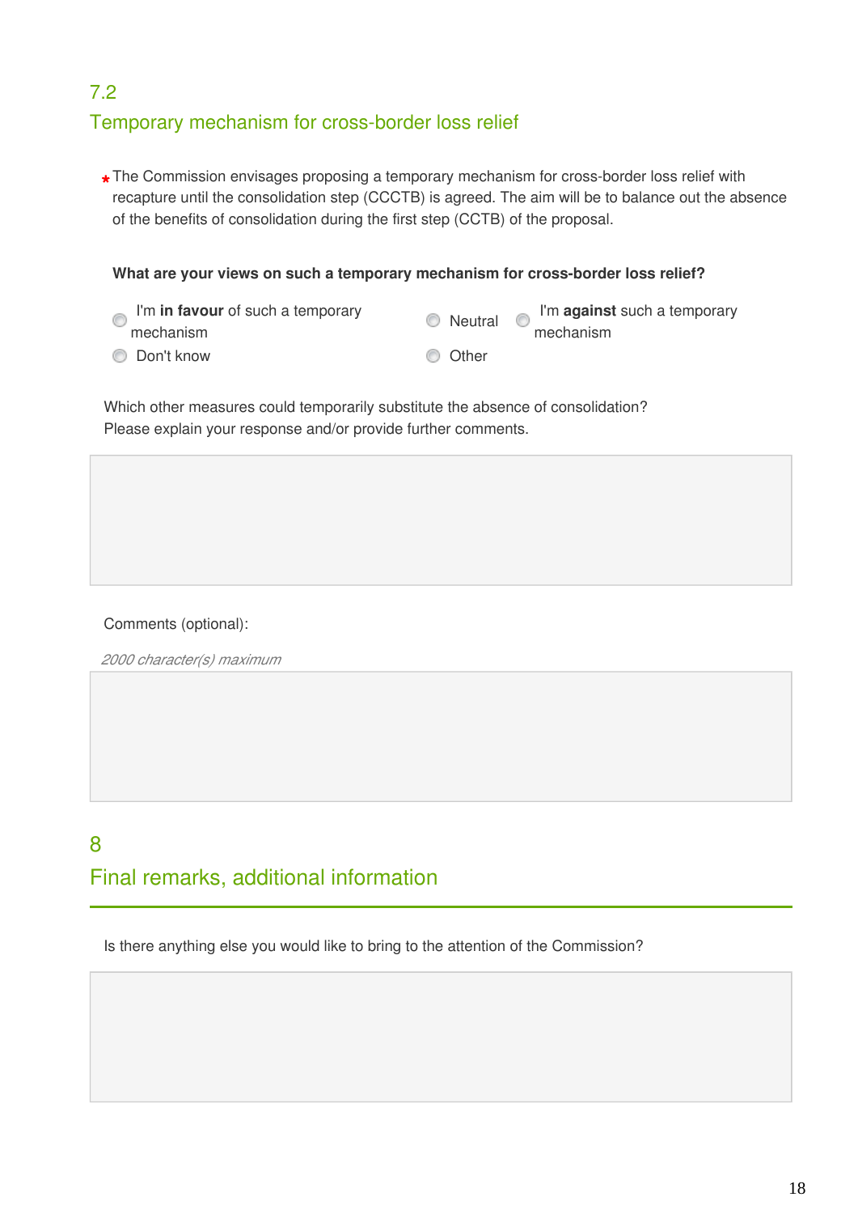## 7.2
## Temporary mechanism for cross-border loss relief

* The Commission envisages proposing a temporary mechanism for cross-border loss relief with recapture until the consolidation step (CCCTB) is agreed. The aim will be to balance out the absence of the benefits of consolidation during the first step (CCTB) of the proposal.

**What are your views on such a temporary mechanism for cross-border loss relief?**

- I'm **in favour** of such a temporary mechanism
- Neutral
- I'm **against** such a temporary mechanism
- Don't know
- Other

Which other measures could temporarily substitute the absence of consolidation?
Please explain your response and/or provide further comments.

Comments (optional):

*2000 character(s) maximum*

## 8
## Final remarks, additional information

Is there anything else you would like to bring to the attention of the Commission?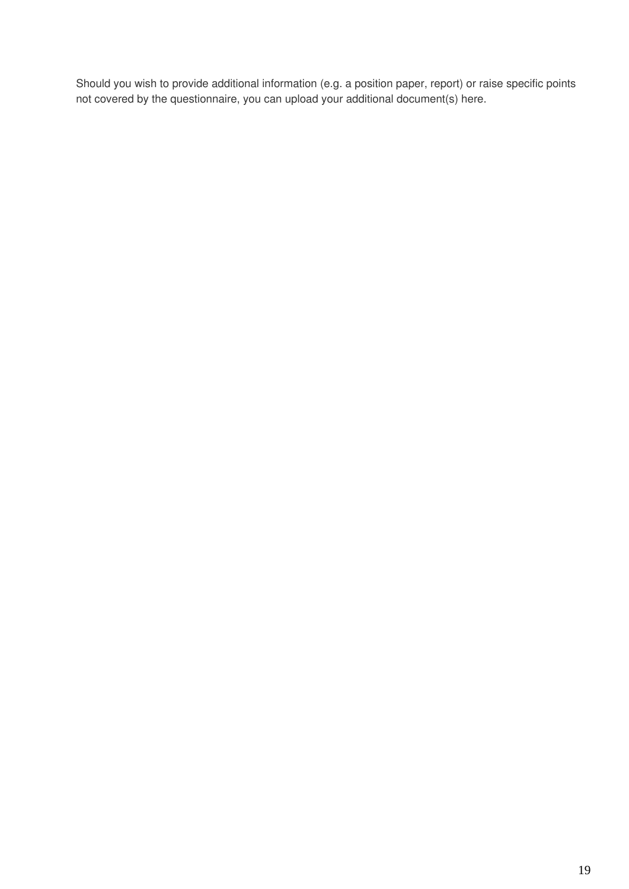Should you wish to provide additional information (e.g. a position paper, report) or raise specific points not covered by the questionnaire, you can upload your additional document(s) here.